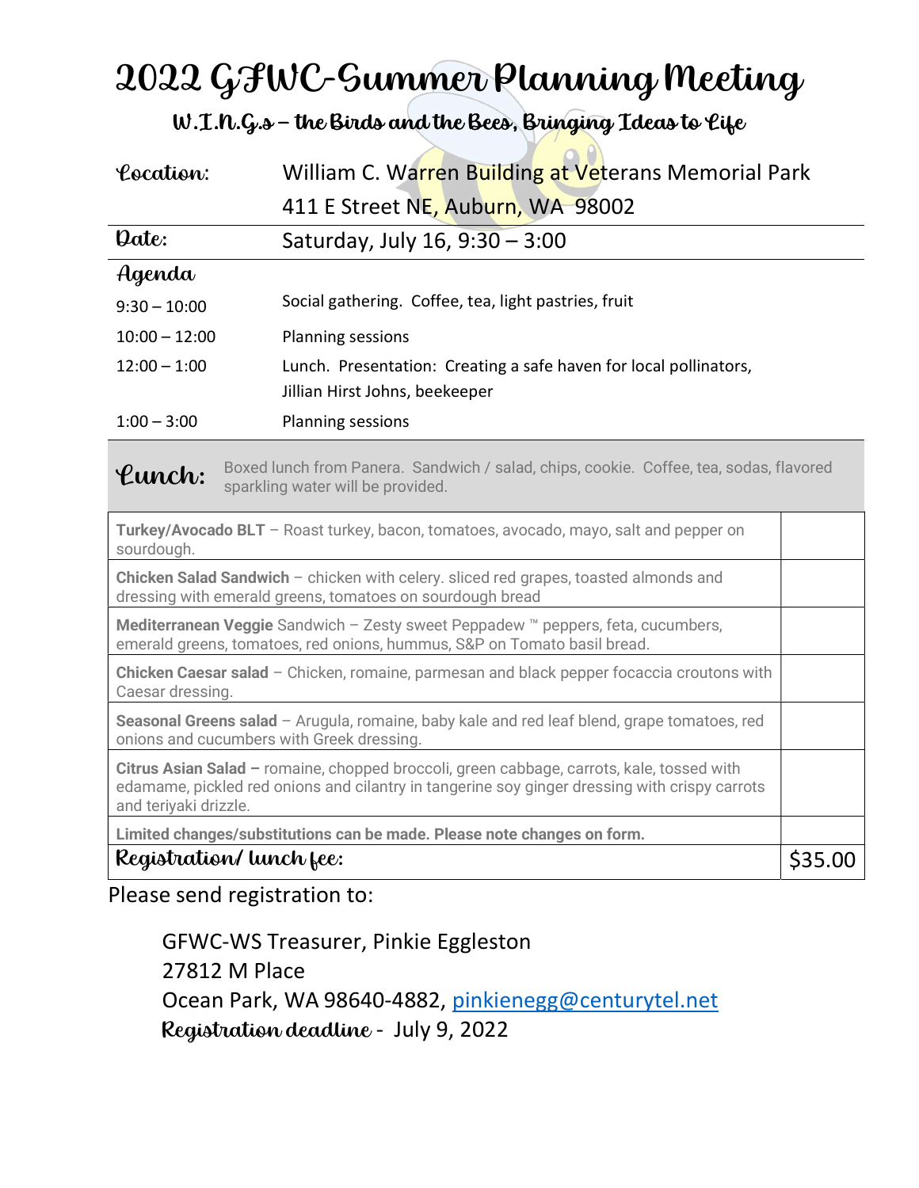# 2022 GFWC-Summer Planning Meeting

## W.I.N.G.s – the Birds and the Bees, Bringing Ideas to Life

| | |
|---|---|
| **Location:** | William C. Warren Building at Veterans Memorial Park<br>411 E Street NE, Auburn, WA 98002 |
| **Date:** | Saturday, July 16, 9:30 – 3:00 |

### Agenda

| | |
|---|---|
| 9:30 – 10:00 | Social gathering. Coffee, tea, light pastries, fruit |
| 10:00 – 12:00 | Planning sessions |
| 12:00 – 1:00 | Lunch. Presentation: Creating a safe haven for local pollinators, Jillian Hirst Johns, beekeeper |
| 1:00 – 3:00 | Planning sessions |

**Lunch:** Boxed lunch from Panera. Sandwich / salad, chips, cookie. Coffee, tea, sodas, flavored sparkling water will be provided.

| | |
|---|---|
| **Turkey/Avocado BLT** – Roast turkey, bacon, tomatoes, avocado, mayo, salt and pepper on sourdough. | |
| **Chicken Salad Sandwich** – chicken with celery. sliced red grapes, toasted almonds and dressing with emerald greens, tomatoes on sourdough bread | |
| **Mediterranean Veggie** Sandwich – Zesty sweet Peppadew ™ peppers, feta, cucumbers, emerald greens, tomatoes, red onions, hummus, S&P on Tomato basil bread. | |
| **Chicken Caesar salad** – Chicken, romaine, parmesan and black pepper focaccia croutons with Caesar dressing. | |
| **Seasonal Greens salad** – Arugula, romaine, baby kale and red leaf blend, grape tomatoes, red onions and cucumbers with Greek dressing. | |
| **Citrus Asian Salad –** romaine, chopped broccoli, green cabbage, carrots, kale, tossed with edamame, pickled red onions and cilantry in tangerine soy ginger dressing with crispy carrots and teriyaki drizzle. | |
| **Limited changes/substitutions can be made. Please note changes on form.** | |
| **Registration/ lunch fee:** | $35.00 |

Please send registration to:

GFWC-WS Treasurer, Pinkie Eggleston
27812 M Place
Ocean Park, WA 98640-4882, pinkienegg@centurytel.net
**Registration deadline** - July 9, 2022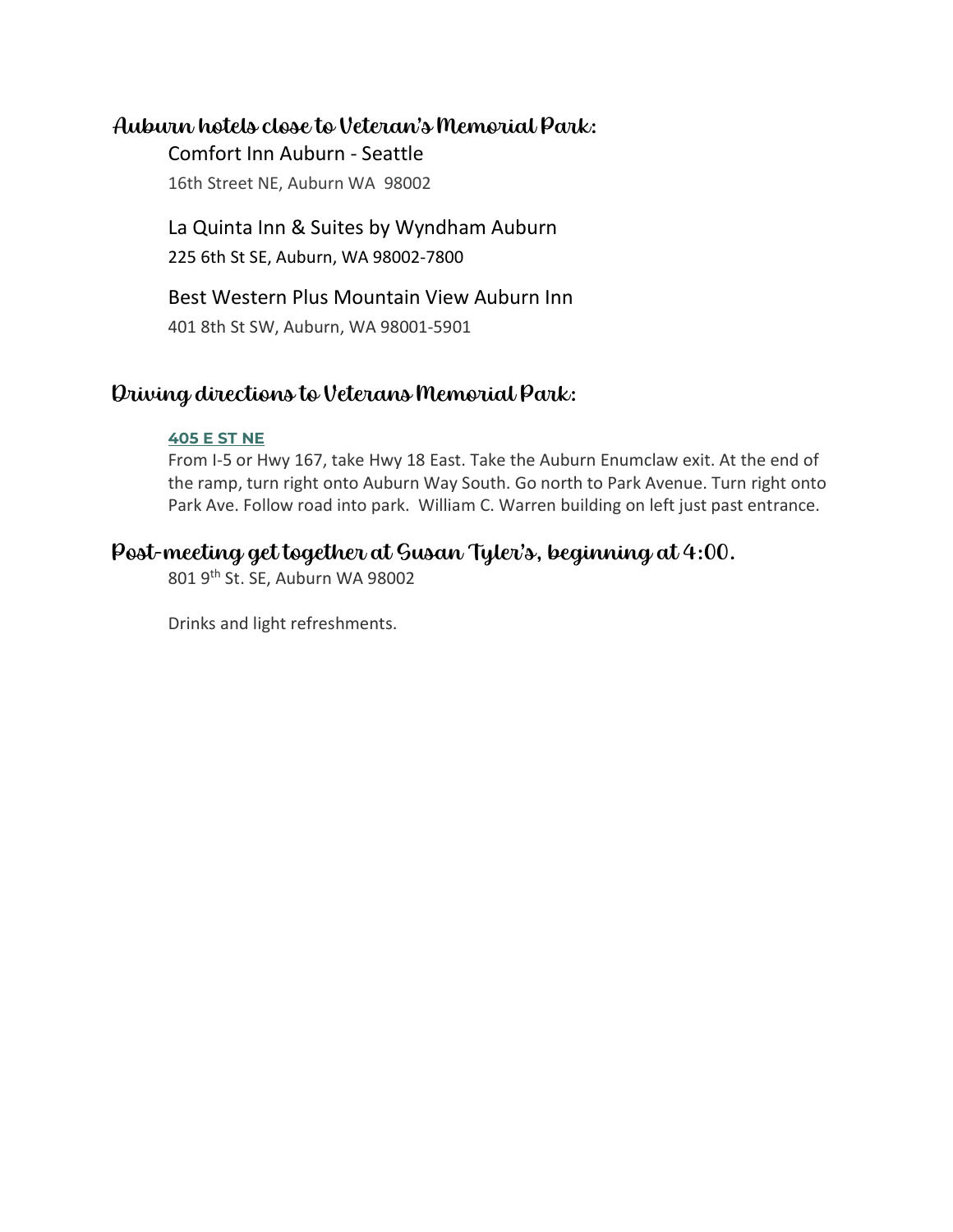## Auburn hotels close to Veteran's Memorial Park:

Comfort Inn Auburn - Seattle

16th Street NE, Auburn WA 98002

La Quinta Inn & Suites by Wyndham Auburn

225 6th St SE, Auburn, WA 98002-7800

Best Western Plus Mountain View Auburn Inn

401 8th St SW, Auburn, WA 98001-5901

## Driving directions to Veterans Memorial Park:

**405 E ST NE**

From I-5 or Hwy 167, take Hwy 18 East. Take the Auburn Enumclaw exit. At the end of the ramp, turn right onto Auburn Way South. Go north to Park Avenue. Turn right onto Park Ave. Follow road into park. William C. Warren building on left just past entrance.

## Post-meeting get together at Susan Tyler's, beginning at 4:00.

801 9th St. SE, Auburn WA 98002

Drinks and light refreshments.